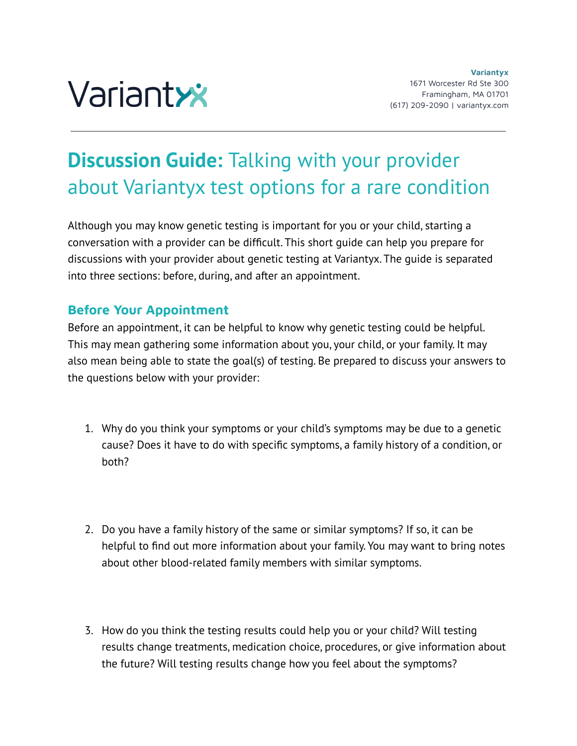Variantyx

**Variantyx**
1671 Worcester Rd Ste 300
Framingham, MA 01701
(617) 209-2090 | variantyx.com

# **Discussion Guide:** Talking with your provider about Variantyx test options for a rare condition

Although you may know genetic testing is important for you or your child, starting a conversation with a provider can be difficult. This short guide can help you prepare for discussions with your provider about genetic testing at Variantyx. The guide is separated into three sections: before, during, and after an appointment.

## Before Your Appointment

Before an appointment, it can be helpful to know why genetic testing could be helpful. This may mean gathering some information about you, your child, or your family. It may also mean being able to state the goal(s) of testing. Be prepared to discuss your answers to the questions below with your provider:

1. Why do you think your symptoms or your child's symptoms may be due to a genetic cause? Does it have to do with specific symptoms, a family history of a condition, or both?

2. Do you have a family history of the same or similar symptoms? If so, it can be helpful to find out more information about your family. You may want to bring notes about other blood-related family members with similar symptoms.

3. How do you think the testing results could help you or your child? Will testing results change treatments, medication choice, procedures, or give information about the future? Will testing results change how you feel about the symptoms?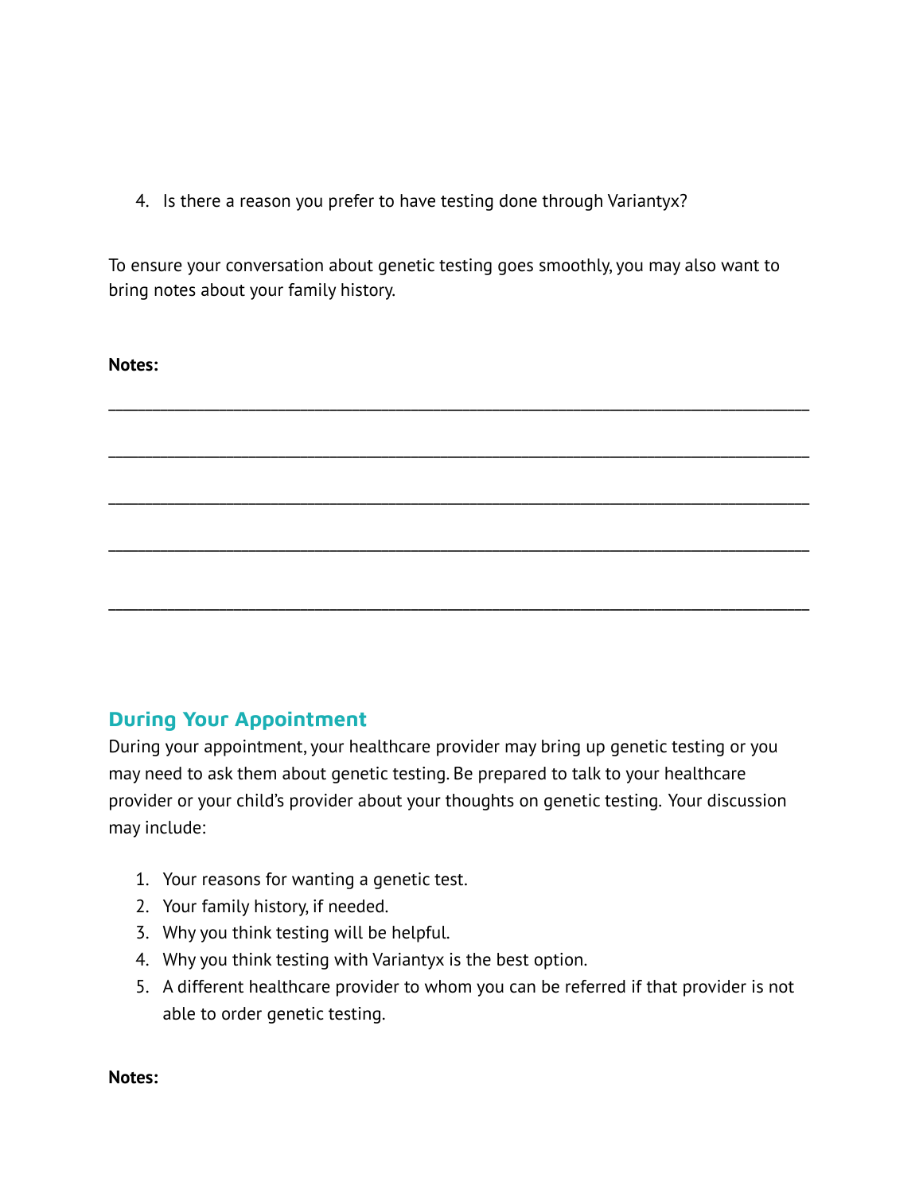4. Is there a reason you prefer to have testing done through Variantyx?

To ensure your conversation about genetic testing goes smoothly, you may also want to bring notes about your family history.

**Notes:**

___________________________________________________________________________

___________________________________________________________________________

___________________________________________________________________________

___________________________________________________________________________

___________________________________________________________________________

## During Your Appointment

During your appointment, your healthcare provider may bring up genetic testing or you may need to ask them about genetic testing. Be prepared to talk to your healthcare provider or your child's provider about your thoughts on genetic testing. Your discussion may include:

1. Your reasons for wanting a genetic test.
2. Your family history, if needed.
3. Why you think testing will be helpful.
4. Why you think testing with Variantyx is the best option.
5. A different healthcare provider to whom you can be referred if that provider is not able to order genetic testing.

**Notes:**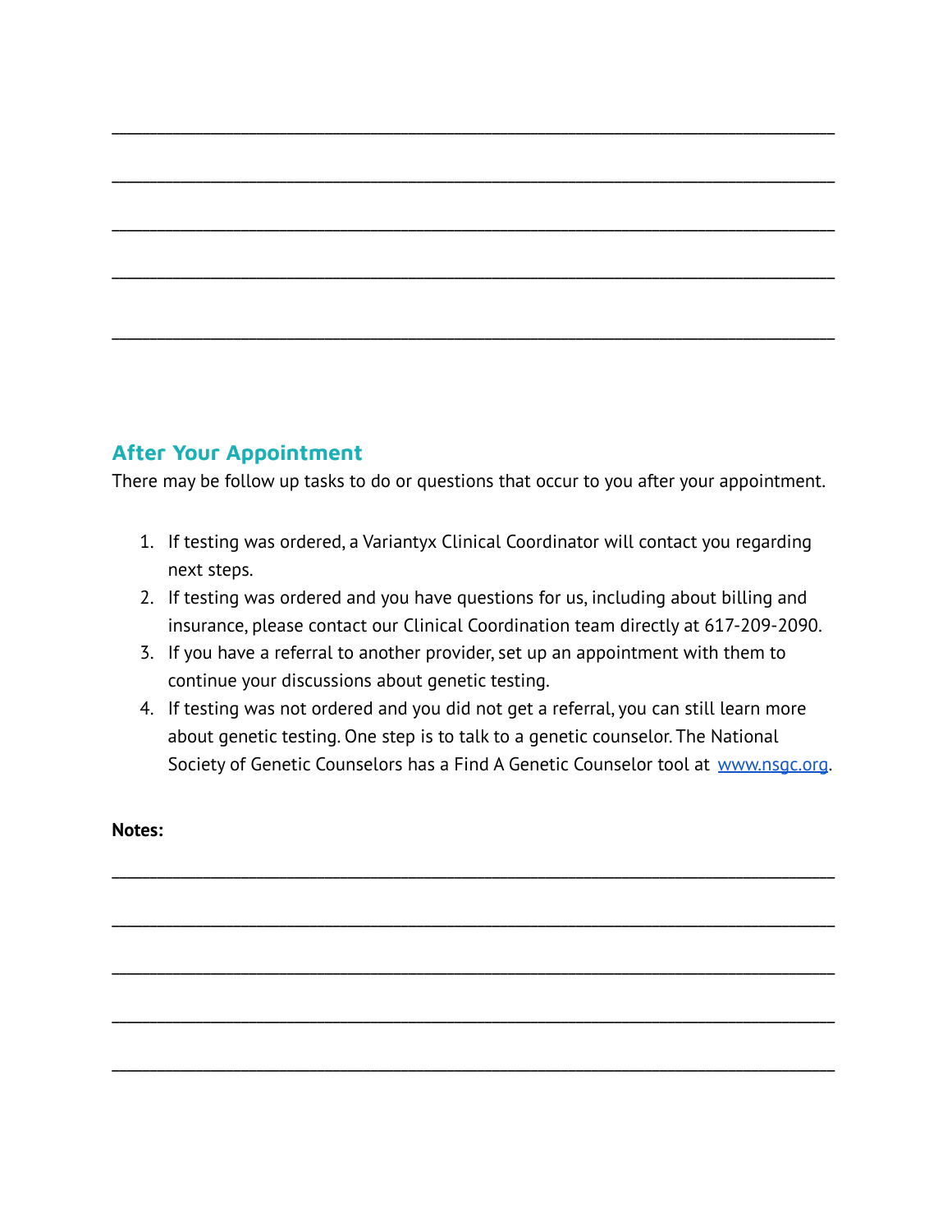\_\_\_\_\_\_\_\_\_\_\_\_\_\_\_\_\_\_\_\_\_\_\_\_\_\_\_\_\_\_\_\_\_\_\_\_\_\_\_\_\_\_\_\_\_\_\_\_\_\_\_\_\_\_\_\_\_\_\_\_\_\_\_\_\_\_\_\_\_\_\_\_\_\_\_\_

\_\_\_\_\_\_\_\_\_\_\_\_\_\_\_\_\_\_\_\_\_\_\_\_\_\_\_\_\_\_\_\_\_\_\_\_\_\_\_\_\_\_\_\_\_\_\_\_\_\_\_\_\_\_\_\_\_\_\_\_\_\_\_\_\_\_\_\_\_\_\_\_\_\_\_\_

\_\_\_\_\_\_\_\_\_\_\_\_\_\_\_\_\_\_\_\_\_\_\_\_\_\_\_\_\_\_\_\_\_\_\_\_\_\_\_\_\_\_\_\_\_\_\_\_\_\_\_\_\_\_\_\_\_\_\_\_\_\_\_\_\_\_\_\_\_\_\_\_\_\_\_\_

\_\_\_\_\_\_\_\_\_\_\_\_\_\_\_\_\_\_\_\_\_\_\_\_\_\_\_\_\_\_\_\_\_\_\_\_\_\_\_\_\_\_\_\_\_\_\_\_\_\_\_\_\_\_\_\_\_\_\_\_\_\_\_\_\_\_\_\_\_\_\_\_\_\_\_\_

\_\_\_\_\_\_\_\_\_\_\_\_\_\_\_\_\_\_\_\_\_\_\_\_\_\_\_\_\_\_\_\_\_\_\_\_\_\_\_\_\_\_\_\_\_\_\_\_\_\_\_\_\_\_\_\_\_\_\_\_\_\_\_\_\_\_\_\_\_\_\_\_\_\_\_\_

## After Your Appointment

There may be follow up tasks to do or questions that occur to you after your appointment.

1. If testing was ordered, a Variantyx Clinical Coordinator will contact you regarding next steps.
2. If testing was ordered and you have questions for us, including about billing and insurance, please contact our Clinical Coordination team directly at 617-209-2090.
3. If you have a referral to another provider, set up an appointment with them to continue your discussions about genetic testing.
4. If testing was not ordered and you did not get a referral, you can still learn more about genetic testing. One step is to talk to a genetic counselor. The National Society of Genetic Counselors has a Find A Genetic Counselor tool at [www.nsgc.org](http://www.nsgc.org).

**Notes:**

\_\_\_\_\_\_\_\_\_\_\_\_\_\_\_\_\_\_\_\_\_\_\_\_\_\_\_\_\_\_\_\_\_\_\_\_\_\_\_\_\_\_\_\_\_\_\_\_\_\_\_\_\_\_\_\_\_\_\_\_\_\_\_\_\_\_\_\_\_\_\_\_\_\_\_\_

\_\_\_\_\_\_\_\_\_\_\_\_\_\_\_\_\_\_\_\_\_\_\_\_\_\_\_\_\_\_\_\_\_\_\_\_\_\_\_\_\_\_\_\_\_\_\_\_\_\_\_\_\_\_\_\_\_\_\_\_\_\_\_\_\_\_\_\_\_\_\_\_\_\_\_\_

\_\_\_\_\_\_\_\_\_\_\_\_\_\_\_\_\_\_\_\_\_\_\_\_\_\_\_\_\_\_\_\_\_\_\_\_\_\_\_\_\_\_\_\_\_\_\_\_\_\_\_\_\_\_\_\_\_\_\_\_\_\_\_\_\_\_\_\_\_\_\_\_\_\_\_\_

\_\_\_\_\_\_\_\_\_\_\_\_\_\_\_\_\_\_\_\_\_\_\_\_\_\_\_\_\_\_\_\_\_\_\_\_\_\_\_\_\_\_\_\_\_\_\_\_\_\_\_\_\_\_\_\_\_\_\_\_\_\_\_\_\_\_\_\_\_\_\_\_\_\_\_\_

\_\_\_\_\_\_\_\_\_\_\_\_\_\_\_\_\_\_\_\_\_\_\_\_\_\_\_\_\_\_\_\_\_\_\_\_\_\_\_\_\_\_\_\_\_\_\_\_\_\_\_\_\_\_\_\_\_\_\_\_\_\_\_\_\_\_\_\_\_\_\_\_\_\_\_\_